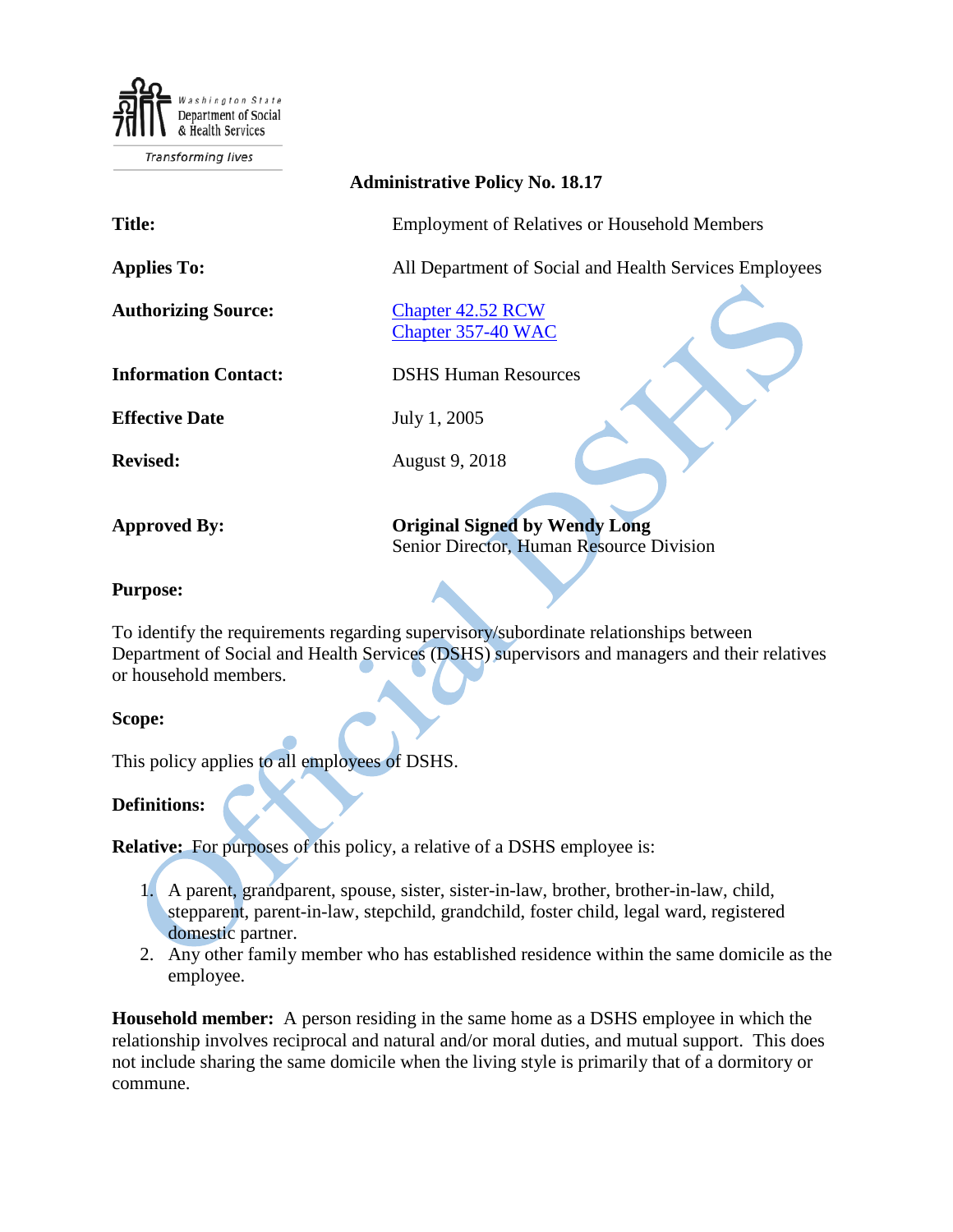Washington State Department of Social & Health Services

Transforming lives

**Administrative Policy No. 18.17**

| | |
|---|---|
| **Title:** | Employment of Relatives or Household Members |
| **Applies To:** | All Department of Social and Health Services Employees |
| **Authorizing Source:** | Chapter 42.52 RCW<br>Chapter 357-40 WAC |
| **Information Contact:** | DSHS Human Resources |
| **Effective Date** | July 1, 2005 |
| **Revised:** | August 9, 2018 |
| **Approved By:** | **Original Signed by Wendy Long**<br>Senior Director, Human Resource Division |

**Purpose:**

To identify the requirements regarding supervisory/subordinate relationships between Department of Social and Health Services (DSHS) supervisors and managers and their relatives or household members.

**Scope:**

This policy applies to all employees of DSHS.

**Definitions:**

**Relative:** For purposes of this policy, a relative of a DSHS employee is:

1. A parent, grandparent, spouse, sister, sister-in-law, brother, brother-in-law, child, stepparent, parent-in-law, stepchild, grandchild, foster child, legal ward, registered domestic partner.
2. Any other family member who has established residence within the same domicile as the employee.

**Household member:** A person residing in the same home as a DSHS employee in which the relationship involves reciprocal and natural and/or moral duties, and mutual support. This does not include sharing the same domicile when the living style is primarily that of a dormitory or commune.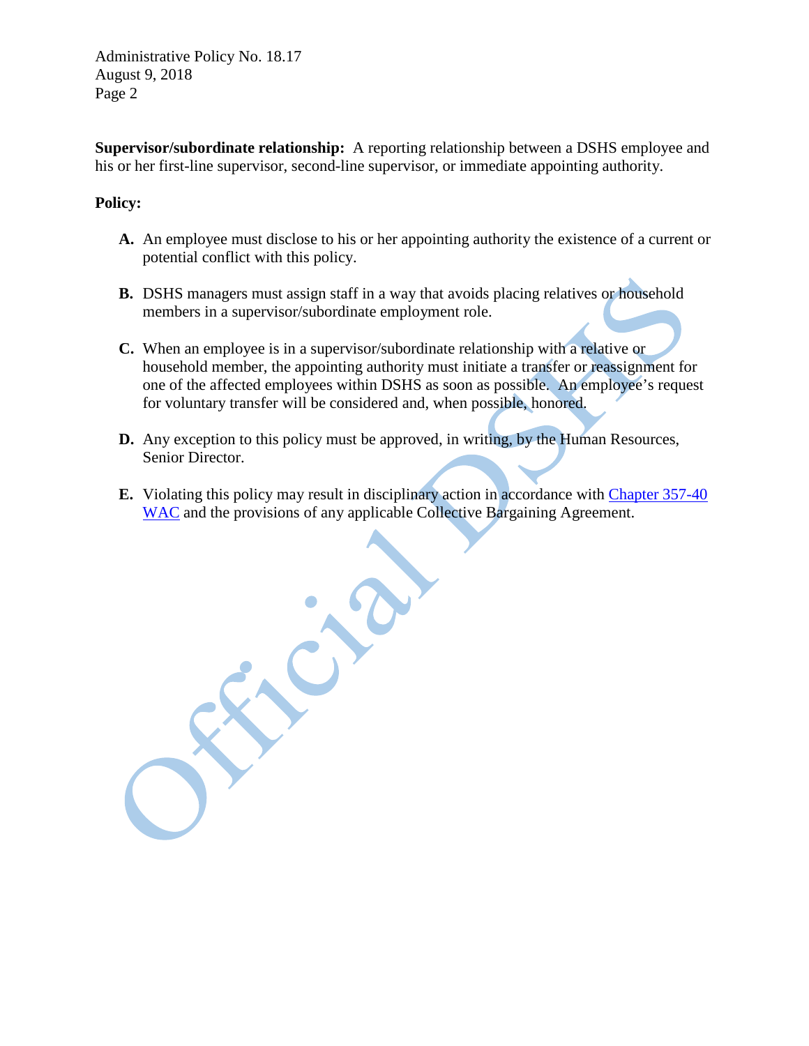**Supervisor/subordinate relationship:** A reporting relationship between a DSHS employee and his or her first-line supervisor, second-line supervisor, or immediate appointing authority.

**Policy:**

**A.** An employee must disclose to his or her appointing authority the existence of a current or potential conflict with this policy.

**B.** DSHS managers must assign staff in a way that avoids placing relatives or household members in a supervisor/subordinate employment role.

**C.** When an employee is in a supervisor/subordinate relationship with a relative or household member, the appointing authority must initiate a transfer or reassignment for one of the affected employees within DSHS as soon as possible. An employee's request for voluntary transfer will be considered and, when possible, honored.

**D.** Any exception to this policy must be approved, in writing, by the Human Resources, Senior Director.

**E.** Violating this policy may result in disciplinary action in accordance with Chapter 357-40 WAC and the provisions of any applicable Collective Bargaining Agreement.